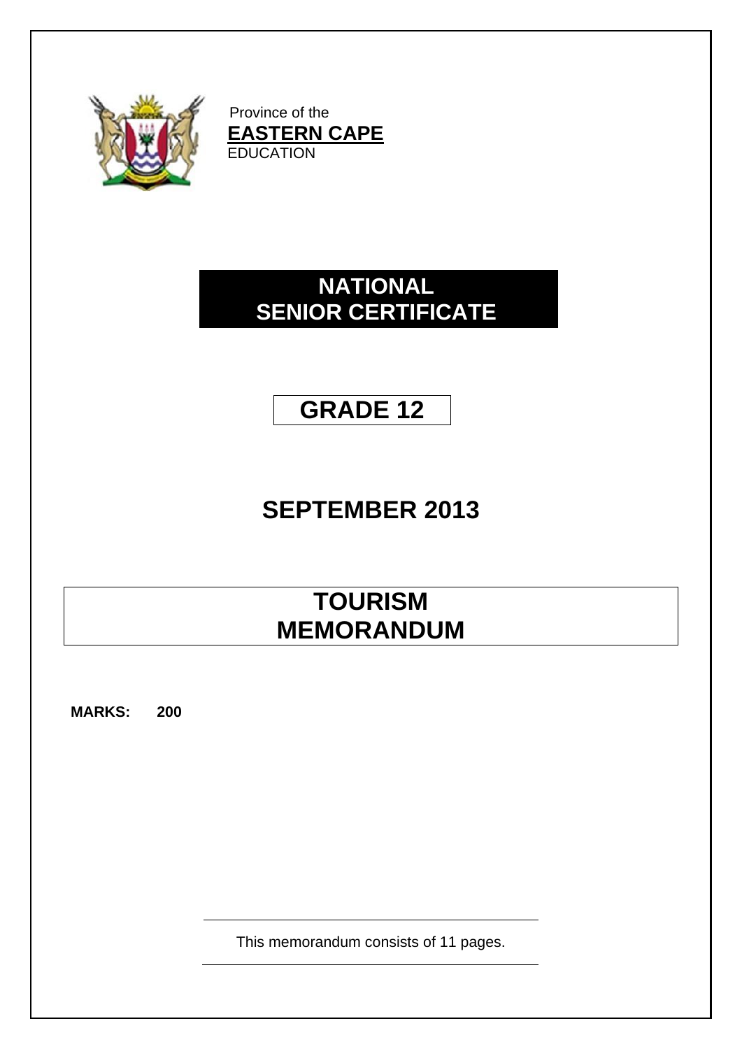Province of the
**EASTERN CAPE**
EDUCATION

# NATIONAL SENIOR CERTIFICATE

# GRADE 12

# SEPTEMBER 2013

# TOURISM MEMORANDUM

**MARKS: 200**

This memorandum consists of 11 pages.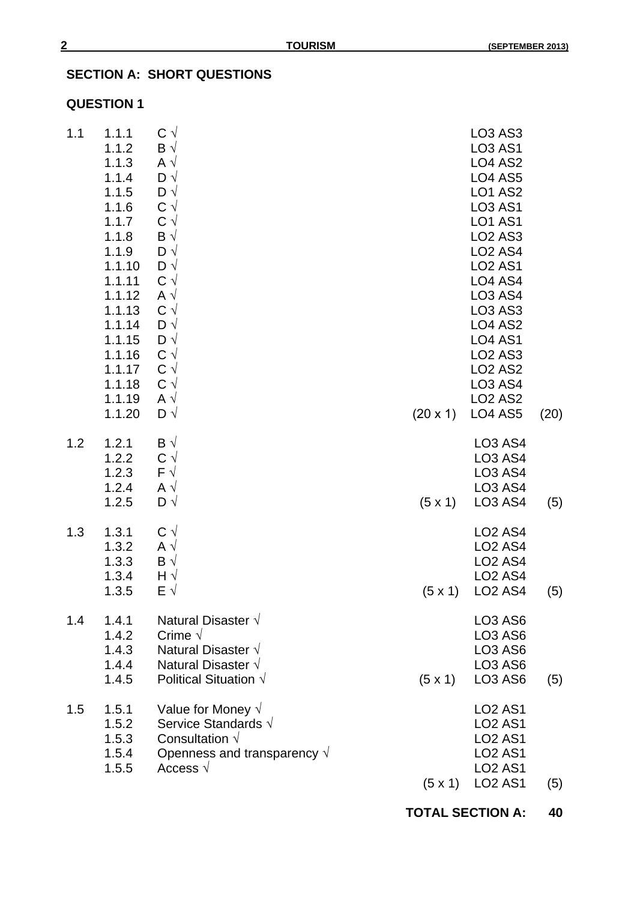## SECTION A: SHORT QUESTIONS

### QUESTION 1

| | | | | | |
|---|---|---|---|---|---|
| 1.1 | 1.1.1 | C √ | | LO3 AS3 | |
| | 1.1.2 | B √ | | LO3 AS1 | |
| | 1.1.3 | A √ | | LO4 AS2 | |
| | 1.1.4 | D √ | | LO4 AS5 | |
| | 1.1.5 | D √ | | LO1 AS2 | |
| | 1.1.6 | C √ | | LO3 AS1 | |
| | 1.1.7 | C √ | | LO1 AS1 | |
| | 1.1.8 | B √ | | LO2 AS3 | |
| | 1.1.9 | D √ | | LO2 AS4 | |
| | 1.1.10 | D √ | | LO2 AS1 | |
| | 1.1.11 | C √ | | LO4 AS4 | |
| | 1.1.12 | A √ | | LO3 AS4 | |
| | 1.1.13 | C √ | | LO3 AS3 | |
| | 1.1.14 | D √ | | LO4 AS2 | |
| | 1.1.15 | D √ | | LO4 AS1 | |
| | 1.1.16 | C √ | | LO2 AS3 | |
| | 1.1.17 | C √ | | LO2 AS2 | |
| | 1.1.18 | C √ | | LO3 AS4 | |
| | 1.1.19 | A √ | | LO2 AS2 | |
| | 1.1.20 | D √ | (20 x 1) | LO4 AS5 | (20) |
| 1.2 | 1.2.1 | B √ | | LO3 AS4 | |
| | 1.2.2 | C √ | | LO3 AS4 | |
| | 1.2.3 | F √ | | LO3 AS4 | |
| | 1.2.4 | A √ | | LO3 AS4 | |
| | 1.2.5 | D √ | (5 x 1) | LO3 AS4 | (5) |
| 1.3 | 1.3.1 | C √ | | LO2 AS4 | |
| | 1.3.2 | A √ | | LO2 AS4 | |
| | 1.3.3 | B √ | | LO2 AS4 | |
| | 1.3.4 | H √ | | LO2 AS4 | |
| | 1.3.5 | E √ | (5 x 1) | LO2 AS4 | (5) |
| 1.4 | 1.4.1 | Natural Disaster √ | | LO3 AS6 | |
| | 1.4.2 | Crime √ | | LO3 AS6 | |
| | 1.4.3 | Natural Disaster √ | | LO3 AS6 | |
| | 1.4.4 | Natural Disaster √ | | LO3 AS6 | |
| | 1.4.5 | Political Situation √ | (5 x 1) | LO3 AS6 | (5) |
| 1.5 | 1.5.1 | Value for Money √ | | LO2 AS1 | |
| | 1.5.2 | Service Standards √ | | LO2 AS1 | |
| | 1.5.3 | Consultation √ | | LO2 AS1 | |
| | 1.5.4 | Openness and transparency √ | | LO2 AS1 | |
| | 1.5.5 | Access √ | | LO2 AS1 | |
| | | | (5 x 1) | LO2 AS1 | (5) |

**TOTAL SECTION A: 40**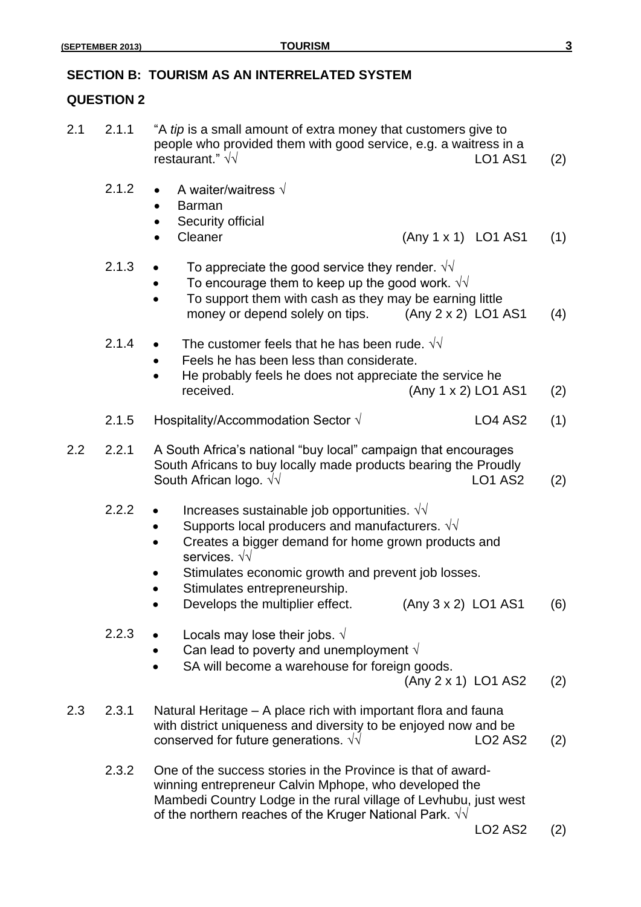## SECTION B: TOURISM AS AN INTERRELATED SYSTEM

## QUESTION 2

2.1 2.1.1 "A *tip* is a small amount of extra money that customers give to people who provided them with good service, e.g. a waitress in a restaurant." √√ LO1 AS1 (2)

2.1.2
- A waiter/waitress √
- Barman
- Security official
- Cleaner (Any 1 x 1) LO1 AS1 (1)

2.1.3
- To appreciate the good service they render. √√
- To encourage them to keep up the good work. √√
- To support them with cash as they may be earning little money or depend solely on tips. (Any 2 x 2) LO1 AS1 (4)

2.1.4
- The customer feels that he has been rude. √√
- Feels he has been less than considerate.
- He probably feels he does not appreciate the service he received. (Any 1 x 2) LO1 AS1 (2)

2.1.5 Hospitality/Accommodation Sector √ LO4 AS2 (1)

2.2 2.2.1 A South Africa's national "buy local" campaign that encourages South Africans to buy locally made products bearing the Proudly South African logo. √√ LO1 AS2 (2)

2.2.2
- Increases sustainable job opportunities. √√
- Supports local producers and manufacturers. √√
- Creates a bigger demand for home grown products and services. √√
- Stimulates economic growth and prevent job losses.
- Stimulates entrepreneurship.
- Develops the multiplier effect. (Any 3 x 2) LO1 AS1 (6)

2.2.3
- Locals may lose their jobs. √
- Can lead to poverty and unemployment √
- SA will become a warehouse for foreign goods. (Any 2 x 1) LO1 AS2 (2)

2.3 2.3.1 Natural Heritage – A place rich with important flora and fauna with district uniqueness and diversity to be enjoyed now and be conserved for future generations. √√ LO2 AS2 (2)

2.3.2 One of the success stories in the Province is that of award-winning entrepreneur Calvin Mphope, who developed the Mambedi Country Lodge in the rural village of Levhubu, just west of the northern reaches of the Kruger National Park. √√ LO2 AS2 (2)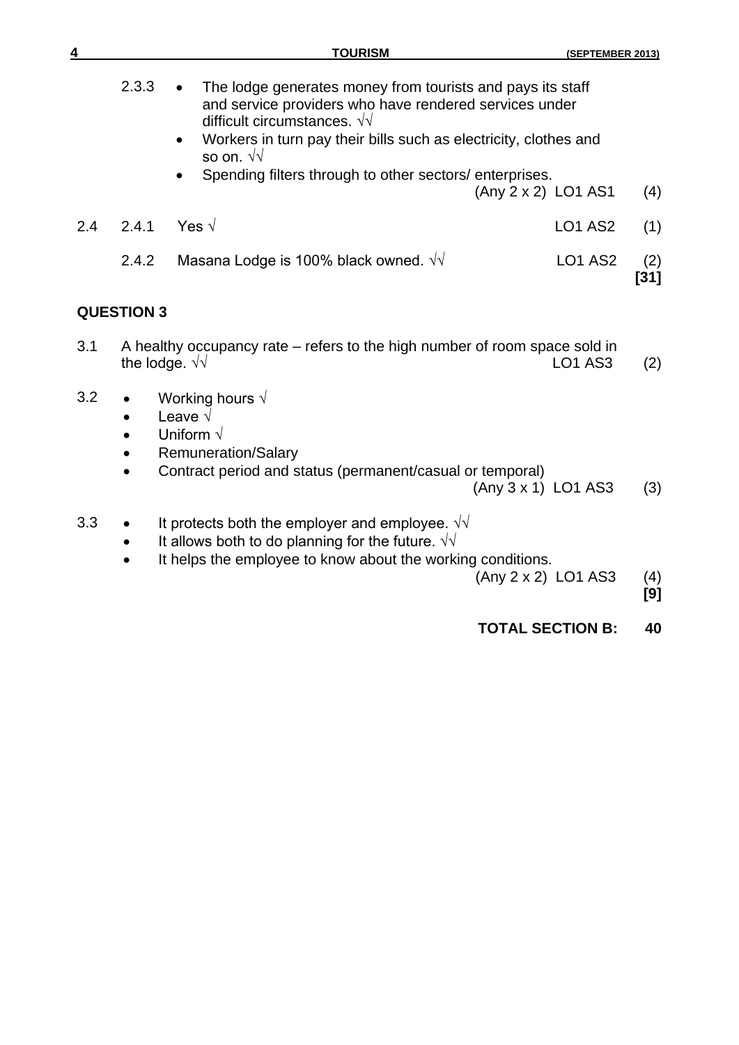2.3.3
- The lodge generates money from tourists and pays its staff and service providers who have rendered services under difficult circumstances. √√
- Workers in turn pay their bills such as electricity, clothes and so on. √√
- Spending filters through to other sectors/ enterprises.

(Any 2 x 2) LO1 AS1 (4)

2.4 2.4.1 Yes √ LO1 AS2 (1)

2.4.2 Masana Lodge is 100% black owned. √√ LO1 AS2 (2)

**[31]**

## QUESTION 3

3.1 A healthy occupancy rate – refers to the high number of room space sold in the lodge. √√ LO1 AS3 (2)

3.2
- Working hours √
- Leave √
- Uniform √
- Remuneration/Salary
- Contract period and status (permanent/casual or temporal)

(Any 3 x 1) LO1 AS3 (3)

3.3
- It protects both the employer and employee. √√
- It allows both to do planning for the future. √√
- It helps the employee to know about the working conditions.

(Any 2 x 2) LO1 AS3 (4)

**[9]**

**TOTAL SECTION B: 40**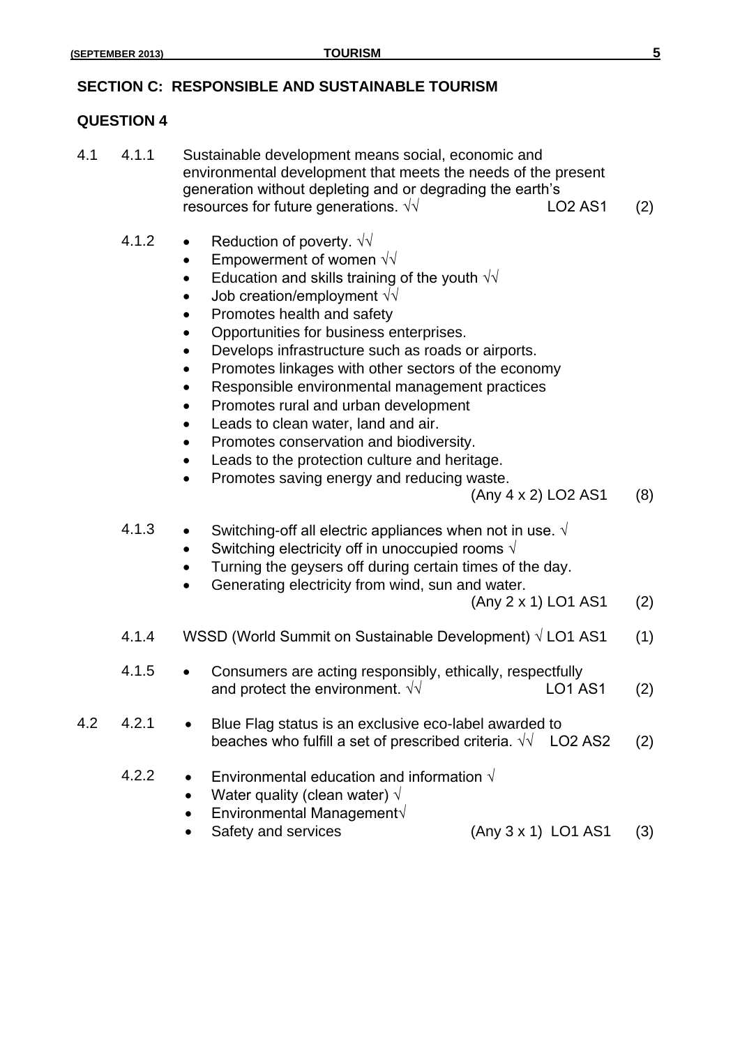## SECTION C: RESPONSIBLE AND SUSTAINABLE TOURISM

### QUESTION 4

4.1 4.1.1 Sustainable development means social, economic and environmental development that meets the needs of the present generation without depleting and or degrading the earth's resources for future generations. √√ LO2 AS1 (2)

4.1.2
- Reduction of poverty. √√
- Empowerment of women √√
- Education and skills training of the youth √√
- Job creation/employment √√
- Promotes health and safety
- Opportunities for business enterprises.
- Develops infrastructure such as roads or airports.
- Promotes linkages with other sectors of the economy
- Responsible environmental management practices
- Promotes rural and urban development
- Leads to clean water, land and air.
- Promotes conservation and biodiversity.
- Leads to the protection culture and heritage.
- Promotes saving energy and reducing waste.

(Any 4 x 2) LO2 AS1 (8)

4.1.3
- Switching-off all electric appliances when not in use. √
- Switching electricity off in unoccupied rooms √
- Turning the geysers off during certain times of the day.
- Generating electricity from wind, sun and water.

(Any 2 x 1) LO1 AS1 (2)

4.1.4 WSSD (World Summit on Sustainable Development) √ LO1 AS1 (1)

4.1.5
- Consumers are acting responsibly, ethically, respectfully and protect the environment. √√ LO1 AS1 (2)

4.2 4.2.1
- Blue Flag status is an exclusive eco-label awarded to beaches who fulfill a set of prescribed criteria. √√ LO2 AS2 (2)

4.2.2
- Environmental education and information √
- Water quality (clean water) √
- Environmental Management√
- Safety and services (Any 3 x 1) LO1 AS1 (3)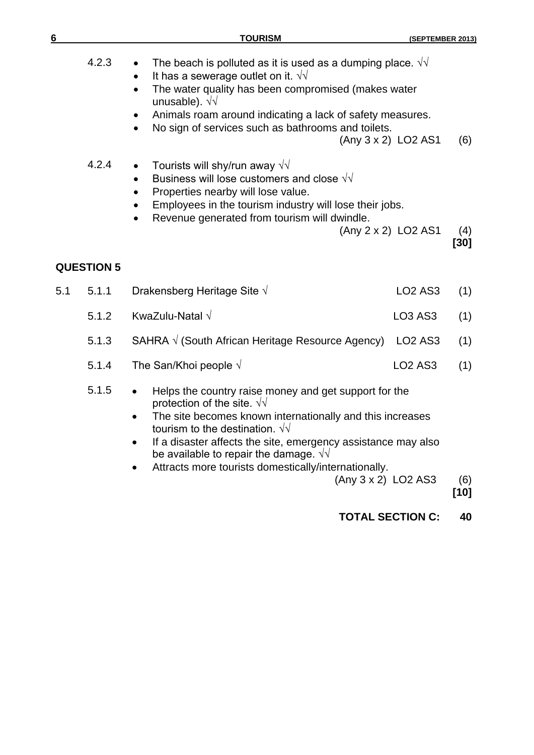4.2.3

- The beach is polluted as it is used as a dumping place. √√
- It has a sewerage outlet on it. √√
- The water quality has been compromised (makes water unusable). √√
- Animals roam around indicating a lack of safety measures.
- No sign of services such as bathrooms and toilets.

(Any 3 x 2) LO2 AS1 (6)

4.2.4

- Tourists will shy/run away √√
- Business will lose customers and close √√
- Properties nearby will lose value.
- Employees in the tourism industry will lose their jobs.
- Revenue generated from tourism will dwindle.

(Any 2 x 2) LO2 AS1 (4)
**[30]**

## QUESTION 5

5.1

5.1.1 Drakensberg Heritage Site √ LO2 AS3 (1)

5.1.2 KwaZulu-Natal √ LO3 AS3 (1)

5.1.3 SAHRA √ (South African Heritage Resource Agency) LO2 AS3 (1)

5.1.4 The San/Khoi people √ LO2 AS3 (1)

5.1.5

- Helps the country raise money and get support for the protection of the site. √√
- The site becomes known internationally and this increases tourism to the destination. √√
- If a disaster affects the site, emergency assistance may also be available to repair the damage. √√
- Attracts more tourists domestically/internationally.

(Any 3 x 2) LO2 AS3 (6)
**[10]**

**TOTAL SECTION C: 40**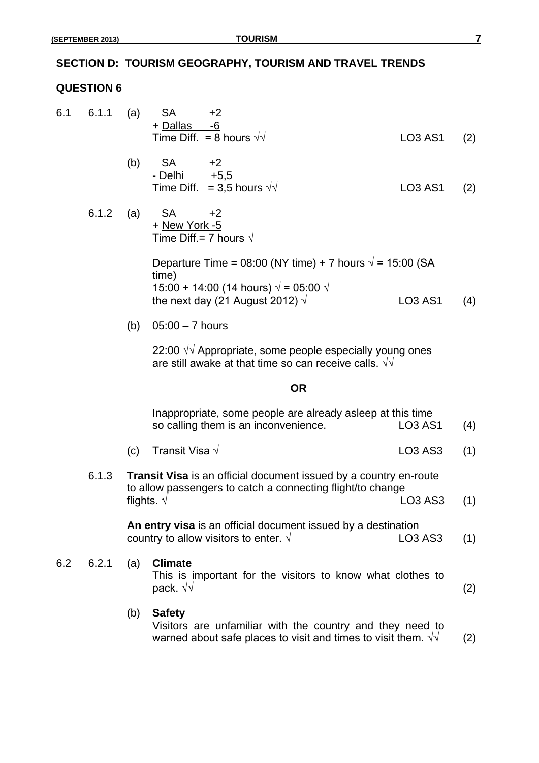## SECTION D: TOURISM GEOGRAPHY, TOURISM AND TRAVEL TRENDS

### QUESTION 6

6.1 6.1.1 (a)

SA +2
+ Dallas -6
Time Diff. = 8 hours √√ LO3 AS1 (2)

(b)

SA +2
- Delhi +5,5
Time Diff. = 3,5 hours √√ LO3 AS1 (2)

6.1.2 (a)

SA +2
+ New York -5
Time Diff.= 7 hours √

Departure Time = 08:00 (NY time) + 7 hours √ = 15:00 (SA time)
15:00 + 14:00 (14 hours) √ = 05:00 √
the next day (21 August 2012) √ LO3 AS1 (4)

(b) 05:00 – 7 hours

22:00 √√ Appropriate, some people especially young ones are still awake at that time so can receive calls. √√

**OR**

Inappropriate, some people are already asleep at this time so calling them is an inconvenience. LO3 AS1 (4)

(c) Transit Visa √ LO3 AS3 (1)

6.1.3 **Transit Visa** is an official document issued by a country en-route to allow passengers to catch a connecting flight/to change flights. √ LO3 AS3 (1)

**An entry visa** is an official document issued by a destination country to allow visitors to enter. √ LO3 AS3 (1)

6.2 6.2.1 (a) **Climate**
This is important for the visitors to know what clothes to pack. √√ (2)

(b) **Safety**
Visitors are unfamiliar with the country and they need to warned about safe places to visit and times to visit them. √√ (2)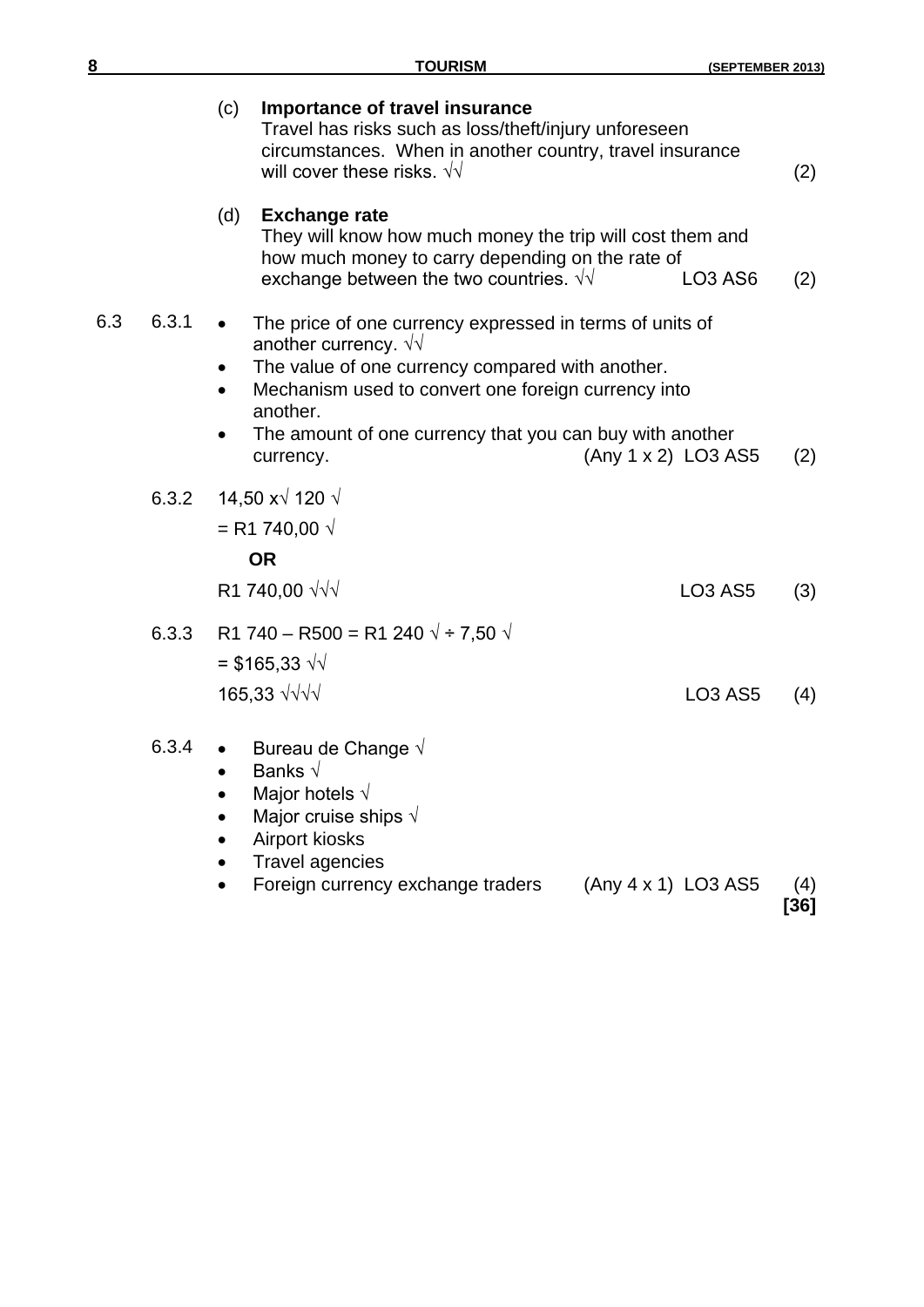(c) **Importance of travel insurance**
Travel has risks such as loss/theft/injury unforeseen circumstances. When in another country, travel insurance will cover these risks. √√ (2)

(d) **Exchange rate**
They will know how much money the trip will cost them and how much money to carry depending on the rate of exchange between the two countries. √√ LO3 AS6 (2)

6.3 6.3.1
- The price of one currency expressed in terms of units of another currency. √√
- The value of one currency compared with another.
- Mechanism used to convert one foreign currency into another.
- The amount of one currency that you can buy with another currency. (Any 1 x 2) LO3 AS5 (2)

6.3.2 14,50 x√ 120 √

= R1 740,00 √

**OR**

R1 740,00 √√√ LO3 AS5 (3)

6.3.3 R1 740 – R500 = R1 240 √ ÷ 7,50 √

= $165,33 √√

165,33 √√√√ LO3 AS5 (4)

6.3.4
- Bureau de Change √
- Banks √
- Major hotels √
- Major cruise ships √
- Airport kiosks
- Travel agencies
- Foreign currency exchange traders (Any 4 x 1) LO3 AS5 (4)

**[36]**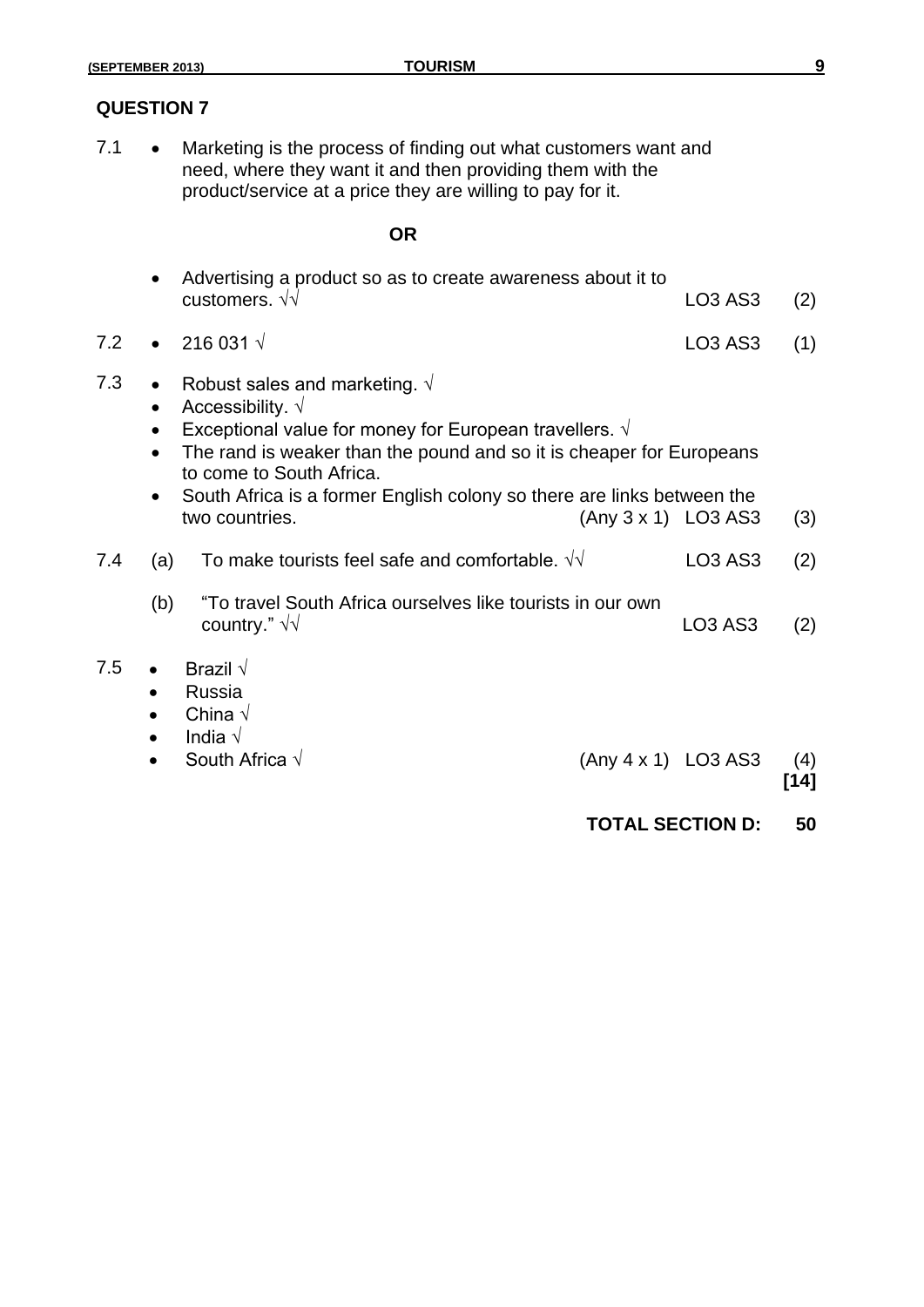## QUESTION 7

7.1
- Marketing is the process of finding out what customers want and need, where they want it and then providing them with the product/service at a price they are willing to pay for it.

**OR**

- Advertising a product so as to create awareness about it to customers. √√ LO3 AS3 (2)

7.2
- 216 031 √ LO3 AS3 (1)

7.3
- Robust sales and marketing. √
- Accessibility. √
- Exceptional value for money for European travellers. √
- The rand is weaker than the pound and so it is cheaper for Europeans to come to South Africa.
- South Africa is a former English colony so there are links between the two countries. (Any 3 x 1) LO3 AS3 (3)

7.4 (a) To make tourists feel safe and comfortable. √√ LO3 AS3 (2)

(b) "To travel South Africa ourselves like tourists in our own country." √√ LO3 AS3 (2)

7.5
- Brazil √
- Russia
- China √
- India √
- South Africa √ (Any 4 x 1) LO3 AS3 (4)

**[14]**

**TOTAL SECTION D: 50**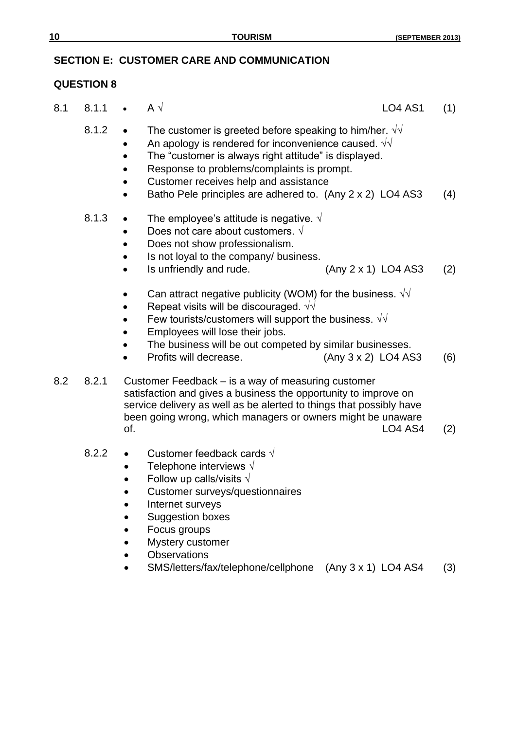## SECTION E: CUSTOMER CARE AND COMMUNICATION

### QUESTION 8

8.1 8.1.1

- A √ LO4 AS1 (1)

8.1.2

- The customer is greeted before speaking to him/her. √√
- An apology is rendered for inconvenience caused. √√
- The "customer is always right attitude" is displayed.
- Response to problems/complaints is prompt.
- Customer receives help and assistance
- Batho Pele principles are adhered to. (Any 2 x 2) LO4 AS3 (4)

8.1.3

- The employee's attitude is negative. √
- Does not care about customers. √
- Does not show professionalism.
- Is not loyal to the company/ business.
- Is unfriendly and rude. (Any 2 x 1) LO4 AS3 (2)

- Can attract negative publicity (WOM) for the business. √√
- Repeat visits will be discouraged. √√
- Few tourists/customers will support the business. √√
- Employees will lose their jobs.
- The business will be out competed by similar businesses.
- Profits will decrease. (Any 3 x 2) LO4 AS3 (6)

8.2 8.2.1

Customer Feedback – is a way of measuring customer satisfaction and gives a business the opportunity to improve on service delivery as well as be alerted to things that possibly have been going wrong, which managers or owners might be unaware of. LO4 AS4 (2)

8.2.2

- Customer feedback cards √
- Telephone interviews √
- Follow up calls/visits √
- Customer surveys/questionnaires
- Internet surveys
- Suggestion boxes
- Focus groups
- Mystery customer
- Observations
- SMS/letters/fax/telephone/cellphone (Any 3 x 1) LO4 AS4 (3)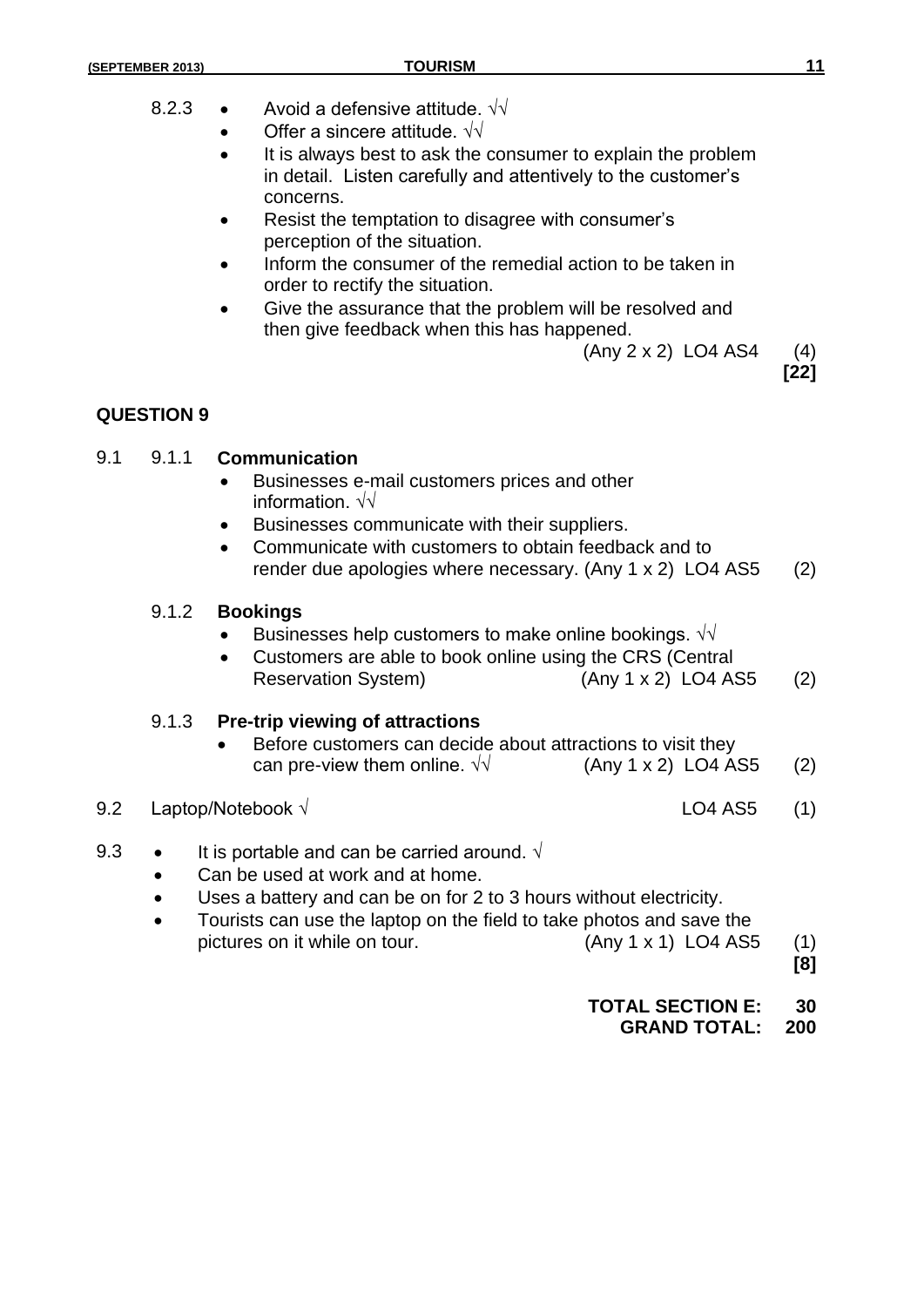8.2.3
- Avoid a defensive attitude. √√
- Offer a sincere attitude. √√
- It is always best to ask the consumer to explain the problem in detail. Listen carefully and attentively to the customer's concerns.
- Resist the temptation to disagree with consumer's perception of the situation.
- Inform the consumer of the remedial action to be taken in order to rectify the situation.
- Give the assurance that the problem will be resolved and then give feedback when this has happened.

(Any 2 x 2) LO4 AS4 (4)

**[22]**

## QUESTION 9

9.1 9.1.1 **Communication**

- Businesses e-mail customers prices and other information. √√
- Businesses communicate with their suppliers.
- Communicate with customers to obtain feedback and to render due apologies where necessary. (Any 1 x 2) LO4 AS5 (2)

9.1.2 **Bookings**

- Businesses help customers to make online bookings. √√
- Customers are able to book online using the CRS (Central Reservation System) (Any 1 x 2) LO4 AS5 (2)

9.1.3 **Pre-trip viewing of attractions**

- Before customers can decide about attractions to visit they can pre-view them online. √√ (Any 1 x 2) LO4 AS5 (2)

9.2 Laptop/Notebook √ LO4 AS5 (1)

9.3
- It is portable and can be carried around. √
- Can be used at work and at home.
- Uses a battery and can be on for 2 to 3 hours without electricity.
- Tourists can use the laptop on the field to take photos and save the pictures on it while on tour. (Any 1 x 1) LO4 AS5 (1)

**[8]**

**TOTAL SECTION E: 30**
**GRAND TOTAL: 200**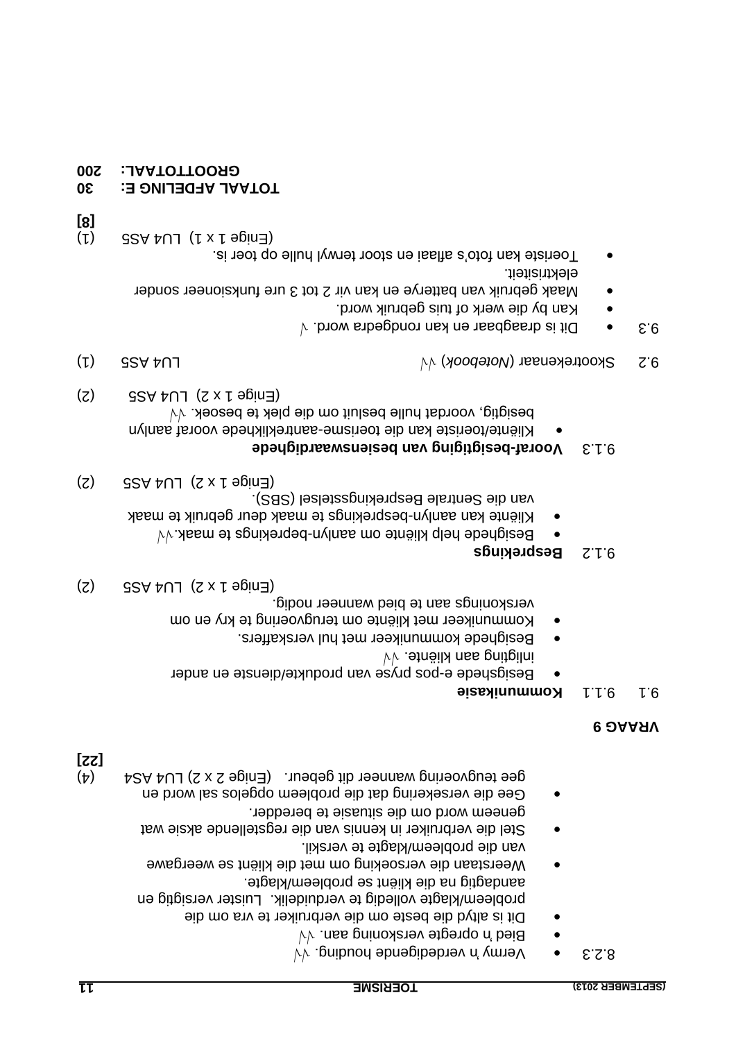8.2.3
- Vermy 'n verdedigende houding. √√
- Bied 'n opregte verskoning aan. √√
- Dit is altyd die beste om die verbruiker te vra om die probleem/klagte volledig te verduidelik. Luister versigtig en aandagtig na die kliënt se probleem/klagte.
- Weerstaan die versoeking om met die kliënt se weergawe van die probleem/klagte te verskil.
- Stel die verbruiker in kennis van die regstellende aksie wat geneem word om die situasie te beredder.
- Gee die versekering dat die probleem opgelos sal word en gee teugvoering wanneer dit gebeur. (Enige 2 x 2) LU4 AS4 (4)

**[22]**

## VRAAG 9

9.1 9.1.1 **Kommunikasie**

- Besigshede e-pos pryse van produkte/dienste en ander inligting aan kliënte. √√
- Besighede kommunikeer met hul verskaffers.
- Kommunikeer met kliënte om terugvoering te kry en om verskonings aan te bied wanneer nodig.

(Enige 1 x 2) LU4 AS5 (2)

9.1.2 **Besprekings**

- Besighede help kliënte om aanlyn-beprekings te maak.√√
- Kliënte kan aanlyn-besprekings te maak deur gebruik te maak van die Sentrale Besprekingsstelsel (SBS).

(Enige 1 x 2) LU4 AS5 (2)

9.1.3 **Vooraf-besigtiging van besienswaardighede**

- Kliënte/toeriste kan die toerisme-aantreklikhede vooraf aanlyn besigtig, voordat hulle besluit om die plek te besoek. √√

(Enige 1 x 2) LU4 AS5 (2)

9.2 Skootrekenaar (*Notebook*) √√ LU4 AS5 (1)

9.3
- Dit is draagbaar en kan rondgedra word. √
- Kan by die werk of tuis gebruik word.
- Maak gebruik van batterye en kan vir 2 tot 3 ure funksioneer sonder elektrisiteit.
- Toeriste kan foto's aflaai en stoor terwyl hulle op toer is.

(Enige 1 x 1) LU4 AS5 (1)

**[8]**

**TOTAAL AFDELING E: 30**

**GROOTTOTAAL: 200**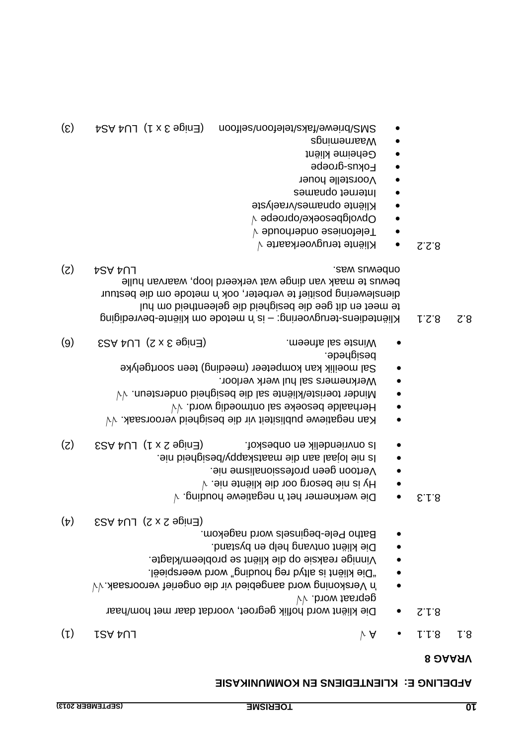## AFDELING E: KLIENTEDIENS EN KOMMUNIKASIE

### VRAAG 8

8.1 8.1.1
- A √ LU4 AS1 (1)

8.1.2
- Die kliënt word hoflik gegroet, voordat daar met hom/haar gepraat word. √√
- 'n Verskoning word aangebied vir die ongerief veroorsaak.√√
- "Die kliënt is altyd reg houding" word weerspieël.
- Vinnige reaksie op die kliënt se probleem/klagte.
- Die kliënt ontvang help en bystand.
- Batho Pele-beginsels word nagekom.

(Enige 2 x 2) LU4 AS3 (4)

8.1.3
- Die werknemer het 'n negatiewe houding. √
- Hy is nie besorg oor die kliënte nie. √
- Vertoon geen professionalisme nie.
- Is nie lojaal aan die maatskappy/besigheid nie.
- Is onvriendelik en onbeskof. (Enige 2 x 1) LU4 AS3 (2)

- Kan negatiewe publisiteit vir die besigheid veroorsaak. √√
- Herhaalde besoeke sal ontmoedig word. √√
- Minder toeriste/kliënte sal die besigheid ondersteun. √√
- Werknemers sal hul werk verloor.
- Sal moeilik kan kompeteer (meeding) teen soortgelyke besighede.
- Winste sal afneem. (Enige 3 x 2) LU4 AS3 (6)

8.2 8.2.1 Kliëntediens-terugvoering: – is 'n metode om kliënte-bevrediging te meet en dit gee die besigheid die geleentheid om hul diensleweringspositief te verbeter, ook 'n metode om die bestuur bewus te maak van dinge wat verkeerd loop, waarvan hulle onbewus was. LU4 AS4 (2)

8.2.2
- Kliënte terugvoerkaarte √
- Telefoniese onderhoude √
- Opvolgbesoeke/oproepe √
- Kliënte opnames/vraelyste
- Internet opnames
- Voorstelle houer
- Fokus-groepe
- Geheime kliënt
- Waarnemings
- SMS/briewe/faks/telefoon/selfoon (Enige 3 x 1) LU4 AS4 (3)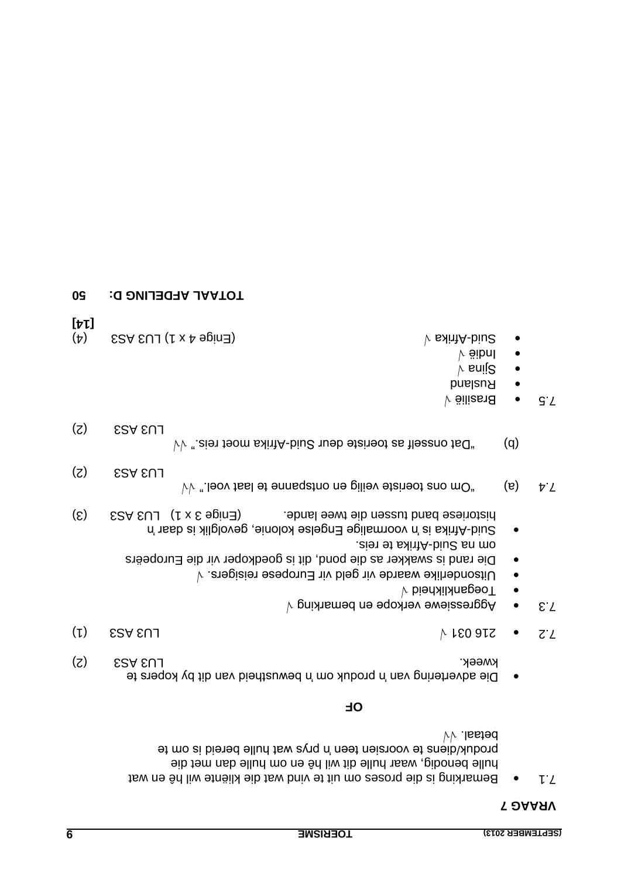## VRAAG 7

7.1
- Bemarking is die proses om uit te vind wat die kliënte wil hê en wat hulle benodig, waar hulle dit wil hê en om hulle dan met die produk/diens te voorsien teen 'n prys wat hulle bereid is om te betaal. √√

**OF**

- Die advertering van 'n produk om 'n bewustheid van dit by kopers te kweek. LU3 AS3 (2)

7.2
- 216 031 √ LU3 AS3 (1)

7.3
- Aggressiewe verkope en bemarking √
- Toeganklikheid √
- Uitsonderlike waarde vir geld vir Europese reisigers. √
- Die rand is swakker as die pond, dit is goedkoper vir die Europeërs om na Suid-Afrika te reis.
- Suid-Afrika is 'n voormalige Engelse kolonie, gevolglik is daar 'n historiese band tussen die twee lande. (Enige 3 x 1) LU3 AS3 (3)

7.4 (a) "Om ons toeriste veilig en ontspanne te laat voel." √√ LU3 AS3 (2)

(b) "Dat onsself as toeriste deur Suid-Afrika moet reis." √√ LU3 AS3 (2)

7.5
- Brasilië √
- Rusland
- Sjina √
- Indië √
- Suid-Afrika √ (Enige 4 x 1) LU3 AS3 (4)

**[14]**

**TOTAAL AFDELING D: 50**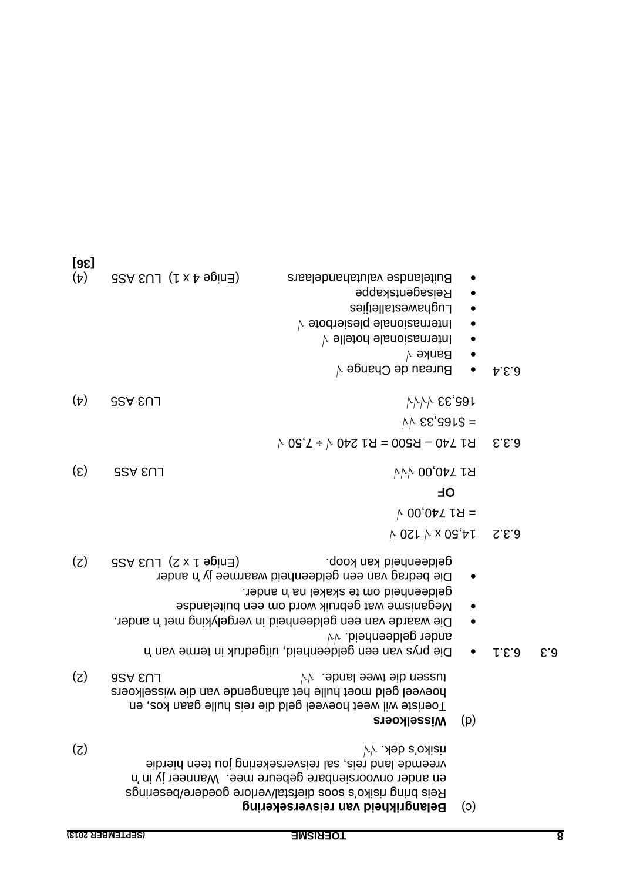(c) **Belangrikheid van reisversekering**

Reis bring risiko's soos diefstal/verlore goedere/beserings en ander onvoorsienbare gebeure mee. Wanneer jy in 'n vreemde land reis, sal reisversekering jou teen hierdie risiko's dek. √√ (2)

(d) **Wisselkoers**

Toeriste wil weet hoeveel geld die reis hulle gaan kos, en hoeveel geld moet hulle het afhangende van die wisselkoers tussen die twee lande. √√ LU3 AS6 (2)

6.3 6.3.1
- Die prys van een geldeenheid, uitgedruk in terme van 'n ander geldeenheid. √√
- Die waarde van een geldeenheid in vergelyking met 'n ander.
- Meganisme wat gebruik word om een buitelandse geldeenheid om te skakel na 'n ander.
- Die bedrag van een geldeenheid waarmee jy 'n ander geldeenheid kan koop.

(Enige 1 x 2) LU3 AS5 (2)

6.3.2 14,50 x √ 120 √
= R1 740,00 √

**OF**

R1 740,00 √√√ LU3 AS5 (3)

6.3.3 R1 740 – R500 = R1 240 √ ÷ 7,50 √
= $165,33 √√

165,33 √√√√ LU3 AS5 (4)

6.3.4
- Bureau de Change √
- Banke √
- Internasionale hotelle √
- Internasionale plesierbote √
- Lughawestalletjies
- Reisagentskappe
- Buitelandse valutahandelaars

(Enige 4 x 1) LU3 AS5 (4)

**[36]**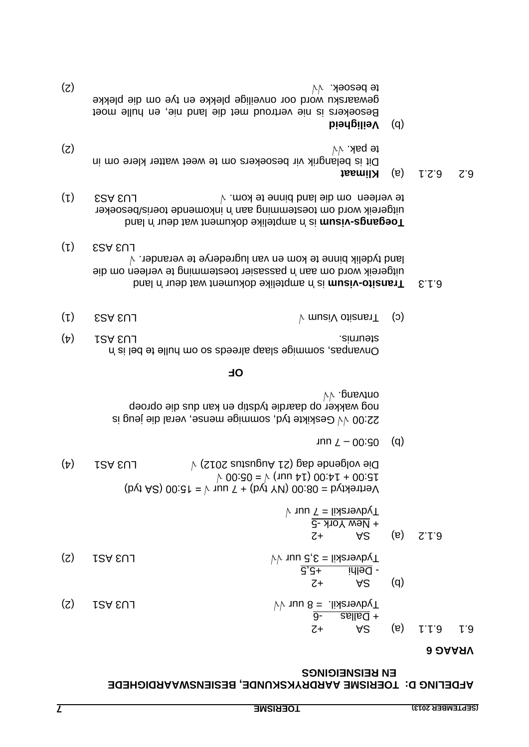## AFDELING D: TOERISME AARDRYKSKUNDE, BESIENSWAARDIGHEDE EN REISENIGINGS

### VRAAG 6

6.1 6.1.1 (a)

SA +2
+ Dallas -6
Tydverskil. = 8 uur √√ LU3 AS1 (2)

(b)

SA +2
- Delhi +5,5
Tydverskil = 3,5 uur √√ LU3 AS1 (2)

6.1.2 (a)

SA +2
+ New York -5
Tydverskil = 7 uur √

Vertrektyd = 08:00 (NY tyd) + 7 uur √ = 15:00 (SA tyd)
15:00 + 14:00 (14 uur) √ = 05:00 √
Die volgende dag (21 Augustus 2012) √ LU3 AS1 (4)

(b) 05:00 – 7 uur

22:00 √√ Geskikte tyd, sommige mense, veral die jeug is nog wakker op daardie tydstip en kan dus die oproep ontvang. √√

**OF**

Onvanpas, sommige slaap alreeds so om hulle te bel is 'n steurnis. LU3 AS1 (4)

(c) Transito Visum √ LU3 AS3 (1)

6.1.3 **Transito-visum** is 'n amptelike dokument wat deur 'n land uitgereik word om aan 'n passasier toestemming te verleen om die land tydelik binne te kom en van lugrederye te verander. √ LU3 AS3 (1)

**Toegangs-visum** is 'n amptelike dokument wat deur 'n land uitgereik word om toestemming aan 'n inkomende toeris/besoeker te verleen om die land binne te kom. √ LU3 AS3 (1)

6.2 6.2.1 (a) **Klimaat**

Dit is belangrik vir besoekers om te weet watter klere om in te pak. √√ (2)

(b) **Veiligheid**

Besoekers is nie vertroud met die land nie, en hulle moet gewaarsku word oor onveilige plekke en tye om die plekke te besoek. √√ (2)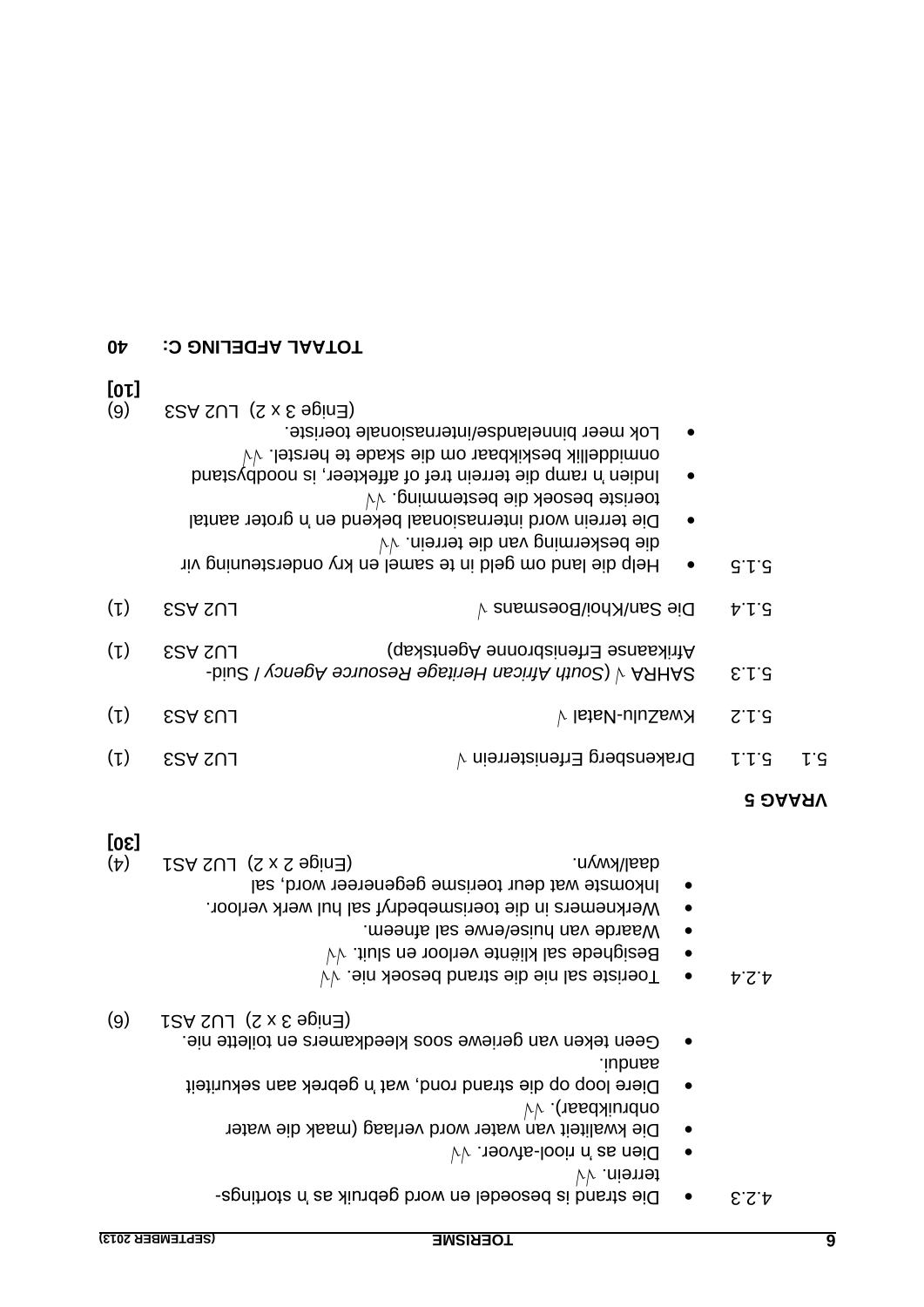4.2.3
- Die strand is besoedel en word gebruik as 'n stortingsterrein. √√
- Dien as 'n riool-afvoer. √√
- Die kwaliteit van water word verlaag (maak die water onbruikbaar). √√
- Diere loop op die strand rond, wat 'n gebrek aan sekuriteit aandui.
- Geen teken van geriewe soos kleedkamers en toilette nie.

(Enige 3 x 2) LU2 AS1 (6)

4.2.4
- Toeriste sal nie die strand besoek nie. √√
- Besighede sal kliënte verloor en sluit. √√
- Waarde van huise/erwe sal afneem.
- Werknemers in die toerismebedryf sal hul werk verloor.
- Inkomste wat deur toerisme gegenereer word, sal daal/kwyn.

(Enige 2 x 2) LU2 AS1 (4)

**[30]**

## VRAAG 5

5.1

5.1.1 Drakensberg Erfenisterrein √ LU2 AS3 (1)

5.1.2 KwaZulu-Natal √ LU3 AS3 (1)

5.1.3 SAHRA √ (*South African Heritage Resource Agency* / Suid-Afrikaanse Erfenisbronne Agentskap) LU2 AS3 (1)

5.1.4 Die San/Khoi/Boesmans √ LU2 AS3 (1)

5.1.5
- Help die land om geld in te samel en kry ondersteuning vir die beskerming van die terrein. √√
- Die terrein word internasionaal bekend en 'n groter aantal toeriste besoek die bestemming. √√
- Indien 'n ramp die terrein tref of affekteer, is noodbystand onmiddellik beskikbaar om die skade te herstel. √√
- Lok meer binnelandse/internasionale toeriste.

(Enige 3 x 2) LU2 AS3 (6)

**[10]**

**TOTAAL AFDELING C: 40**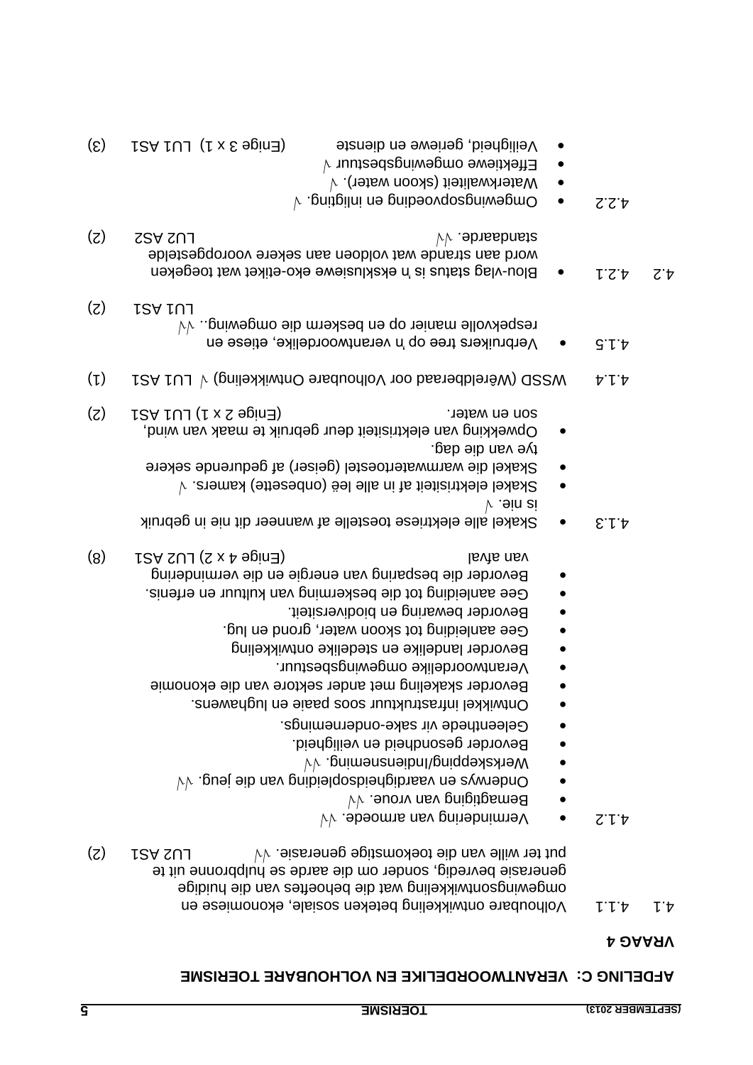## AFDELING C: VERANTWOORDELIKE EN VOLHOUBARE TOERISME

### VRAAG 4

4.1 4.1.1 Volhoubare ontwikkeling beteken sosiale, ekonomiese en omgewingsontwikkeling wat die behoeftes van die huidige generasie bevredig, sonder om die aarde se hulpbronne uit te put ter wille van die toekomstige generasie. √√ LU2 AS1 (2)

4.1.2
- Vermindering van armoede. √√
- Bemagtiging van vroue. √√
- Onderwys en vaardigheidsopleiding van die jeug. √√
- Werkskepping/Indiensneming. √√
- Bevorder gesondheid en veiligheid.
- Geleenthede vir sake-ondernemings.
- Ontwikkel infrastruktuur soos paaie en lughawens.
- Bevorder skakeling met ander sektore van die ekonomie
- Verantwoordelike omgewingsbestuur.
- Bevorder landelike en stedelike ontwikkeling
- Gee aanleiding tot skoon water, grond en lug.
- Bevorder bewaring en biodiversiteit.
- Gee aanleiding tot die beskerming van kultuur en erfenis.
- Bevorder die besparing van energie en die vermindering van afval

(Enige 4 x 2) LU2 AS1 (8)

4.1.3
- Skakel alle elektriese toestelle af wanneer dit nie in gebruik is nie. √
- Skakel elektrisiteit af in alle leë (onbesette) kamers. √
- Skakel die warmwatertoestel (geiser) af gedurende sekere tye van die dag.
- Opwekking van elektrisiteit deur gebruik te maak van wind, son en water.

(Enige 2 x 1) LU1 AS1 (2)

4.1.4 WSSD (Wêreldberaad oor Volhoubare Ontwikkeling) √ LU1 AS1 (1)

4.1.5
- Verbruikers tree op 'n verantwoordelike, etiese en respekvolle manier op en beskerm die omgewing.. √√

LU1 AS1 (2)

4.2 4.2.1
- Blou-vlag status is 'n eksklusiewe eko-etiket wat toegeken word aan strande wat voldoen aan sekere vooropgestelde standaarde. √√

LU2 AS2 (2)

4.2.2
- Omgewingsopvoeding en inligting. √
- Waterkwaliteit (skoon water). √
- Effektiewe omgewingsbestuur √
- Veiligheid, geriewe en dienste

(Enige 3 x 1) LU1 AS1 (3)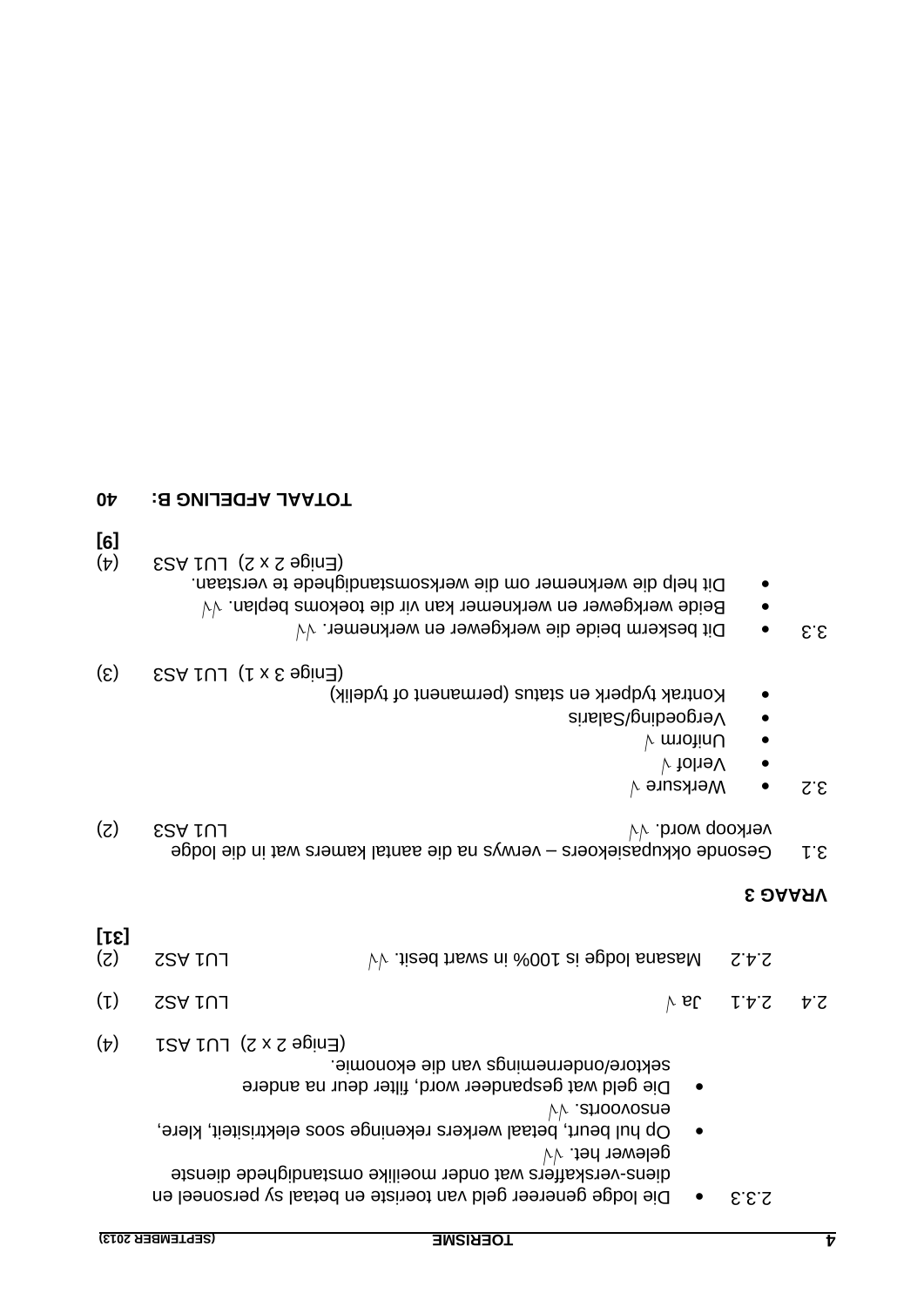2.3.3
- Die lodge genereer geld van toeriste en betaal sy personeel en diens-verskaffers wat onder moeilike omstandighede dienste gelewer het. √√
- Op hul beurt, betaal werkers rekeninge soos elektrisiteit, klere, ensovoorts. √√
- Die geld wat gespandeer word, filter deur na andere sektore/ondernemings van die ekonomie.

(Enige 2 x 2) LU1 AS1 (4)

2.4 2.4.1 Ja √ LU1 AS2 (1)

2.4.2 Masana lodge is 100% in swart besit. √√ LU1 AS2 (2)

**[31]**

## VRAAG 3

3.1 Gesonde okkupasiekoers – verwys na die aantal kamers wat in die lodge verkoop word. √√ LU1 AS3 (2)

3.2
- Werksure √
- Verlof √
- Uniform √
- Vergoeding/Salaris
- Kontrak tydperk en status (permanent of tydelik)

(Enige 3 x 1) LU1 AS3 (3)

3.3
- Dit beskerm beide die werkgewer en werknemer. √√
- Beide werkgewer en werknemer kan vir die toekoms beplan. √√
- Dit help die werknemer om die werksomstandighede te verstaan.

(Enige 2 x 2) LU1 AS3 (4)

**[9]**

**TOTAAL AFDELING B: 40**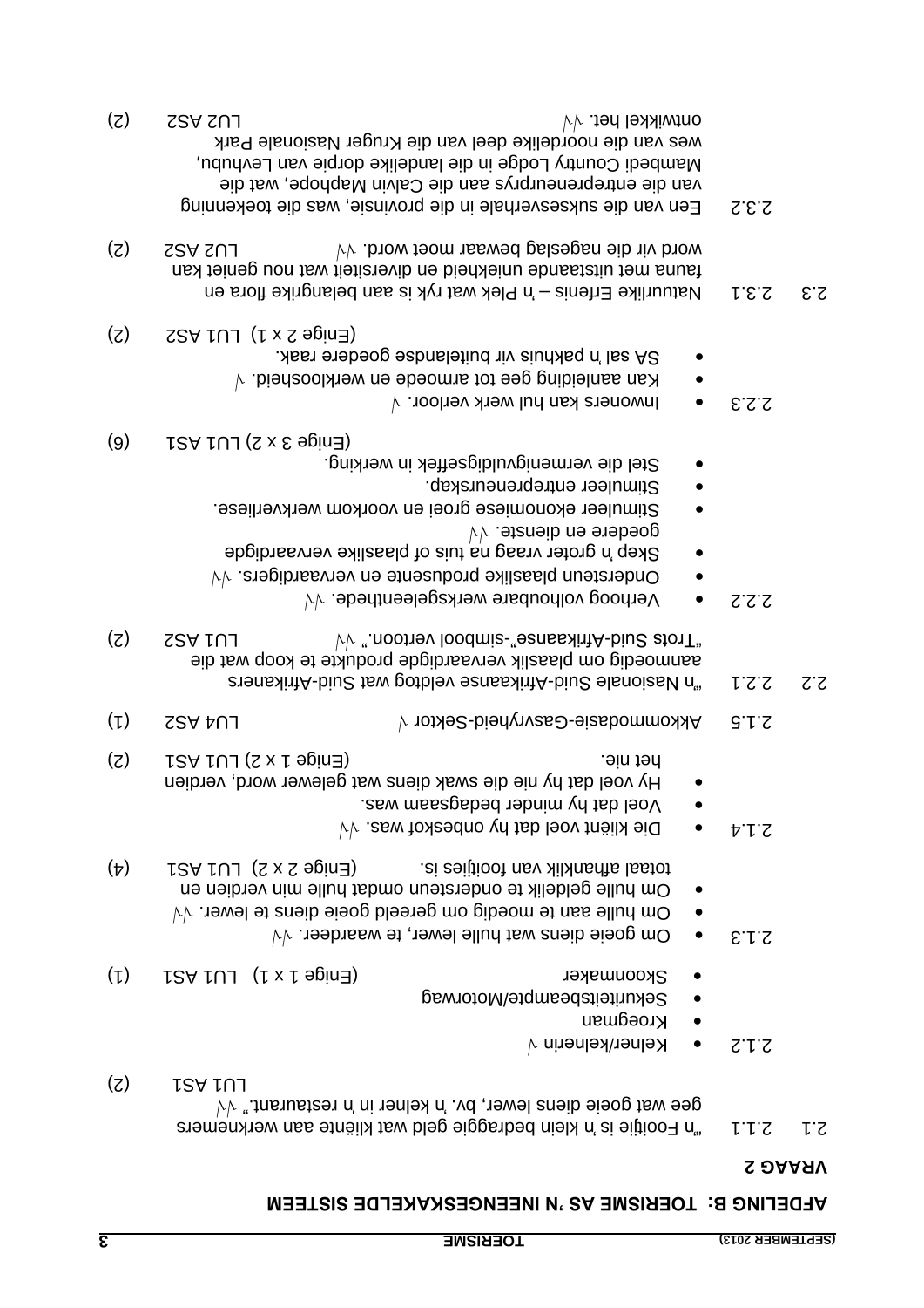## AFDELING B: TOERISME AS 'N INEENGESKAKELDE SISTEEM

### VRAAG 2

2.1 2.1.1 "'n Fooitjie is 'n klein bedraggie geld wat kliënte aan werknemers gee wat goeie diens lewer, bv. 'n kelner in 'n restaurant." √√ LU1 AS1 (2)

2.1.2
- Kelner/kelnerin √
- Kroegman
- Sekuriteitsbeampte/Motorwag
- Skoonmaker

(Enige 1 x 1) LU1 AS1 (1)

2.1.3
- Om goeie diens wat hulle lewer, te waardeer. √√
- Om hulle aan te moedig om gereeld goeie diens te lewer. √√
- Om hulle geldelik te ondersteun omdat hulle min verdien en totaal afhanklik van fooitjies is.

(Enige 2 x 2) LU1 AS1 (4)

2.1.4
- Die kliënt voel dat hy onbeskof was. √√
- Voel dat hy minder bedagsaam was.
- Hy voel dat hy nie die swak diens wat gelewer word, verdien het nie.

(Enige 1 x 2) LU1 AS1 (2)

2.1.5 Akkommodasie-Gasvryheid-Sektor √ LU4 AS2 (1)

2.2 2.2.1 "'n Nasionale Suid-Afrikaanse veldtog wat Suid-Afrikaners aanmoedig om plaaslik vervaardigde produkte te koop wat die "Trots Suid-Afrikaanse"-simbool vertoon." √√ LU1 AS2 (2)

2.2.2
- Verhoog volhoubare werksgeleenthede. √√
- Ondersteun plaaslike produsente en vervaardigers. √√
- Skep 'n groter vraag na tuis of plaaslike vervaardigde goedere en dienste. √√
- Stimuleer ekonomiese groei en voorkom werkverliese.
- Stimuleer entrepreneurskap.
- Stel die vermenigvuldigseffek in werking.

(Enige 3 x 2) LU1 AS1 (6)

2.2.3
- Inwoners kan hul werk verloor. √
- Kan aanleiding gee tot armoede en werkloosheid. √
- SA sal 'n pakhuis vir buitelandse goedere raak.

(Enige 2 x 1) LU1 AS2 (2)

2.3 2.3.1 Natuurlike Erfenis – 'n Plek wat ryk is aan belangrike flora en fauna met uitstaande uniekheid en diversiteit wat nou geniet kan word vir die nageslag bewaar moet word. √√ LU2 AS2 (2)

2.3.2 Een van die suksesverhale in die provinsie, was die toekenning van die entrepreneurprys aan die Calvin Maphope, wat die Mambedi Country Lodge in die landelike dorpie van Levhubu, wes van die noordelike deel van die Kruger Nasionale Park ontwikkel het. √√ LU2 AS2 (2)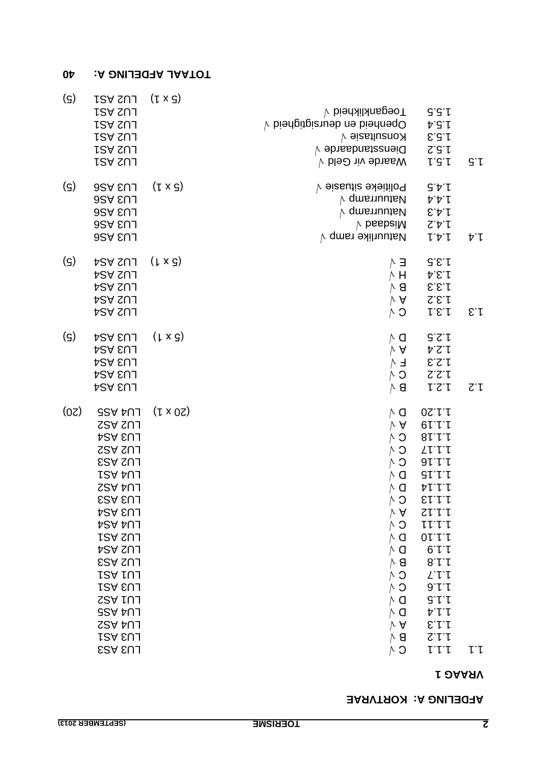## AFDELING A: KORTVRAE

### VRAAG 1

| | | | | |
|---|---|---|---|---|
| 1.1 | 1.1.1 | C √ | | LU3 AS3 |
| | 1.1.2 | B √ | | LU3 AS1 |
| | 1.1.3 | A √ | | LU4 AS2 |
| | 1.1.4 | D √ | | LU4 AS5 |
| | 1.1.5 | D √ | | LU1 AS2 |
| | 1.1.6 | C √ | | LU3 AS1 |
| | 1.1.7 | C √ | | LU1 AS1 |
| | 1.1.8 | B √ | | LU2 AS3 |
| | 1.1.9 | D √ | | LU2 AS4 |
| | 1.1.10 | D √ | | LU2 AS1 |
| | 1.1.11 | C √ | | LU4 AS4 |
| | 1.1.12 | A √ | | LU3 AS4 |
| | 1.1.13 | C √ | | LU3 AS3 |
| | 1.1.14 | D √ | | LU4 AS2 |
| | 1.1.15 | D √ | | LU4 AS1 |
| | 1.1.16 | C √ | | LU2 AS3 |
| | 1.1.17 | C √ | | LU2 AS2 |
| | 1.1.18 | C √ | | LU3 AS4 |
| | 1.1.19 | A √ | | LU2 AS2 |
| | 1.1.20 | D √ | (20 x 1) | LU4 AS5 (20) |
| 1.2 | 1.2.1 | B √ | | LU3 AS4 |
| | 1.2.2 | C √ | | LU3 AS4 |
| | 1.2.3 | F √ | | LU3 AS4 |
| | 1.2.4 | A √ | | LU3 AS4 |
| | 1.2.5 | D √ | (5 x 1) | LU3 AS4 (5) |
| 1.3 | 1.3.1 | C √ | | LU2 AS4 |
| | 1.3.2 | A √ | | LU2 AS4 |
| | 1.3.3 | B √ | | LU2 AS4 |
| | 1.3.4 | H √ | | LU2 AS4 |
| | 1.3.5 | E √ | (5 x 1) | LU2 AS4 (5) |
| 1.4 | 1.4.1 | Natuurlike ramp √ | | LU3 AS6 |
| | 1.4.2 | Misdaad √ | | LU3 AS6 |
| | 1.4.3 | Natuurramp √ | | LU3 AS6 |
| | 1.4.4 | Natuurramp √ | | LU3 AS6 |
| | 1.4.5 | Politieke situasie √ | (5 x 1) | LU3 AS6 (5) |
| 1.5 | 1.5.1 | Waarde vir Geld √ | | LU2 AS1 |
| | 1.5.2 | Diensstandaarde √ | | LU2 AS1 |
| | 1.5.3 | Konsultasie √ | | LU2 AS1 |
| | 1.5.4 | Openheid en deursigtigheid √ | | LU2 AS1 |
| | 1.5.5 | Toeganklikheid √ | (5 x 1) | LU2 AS1 (5) |

**TOTAAL AFDELING A: 40**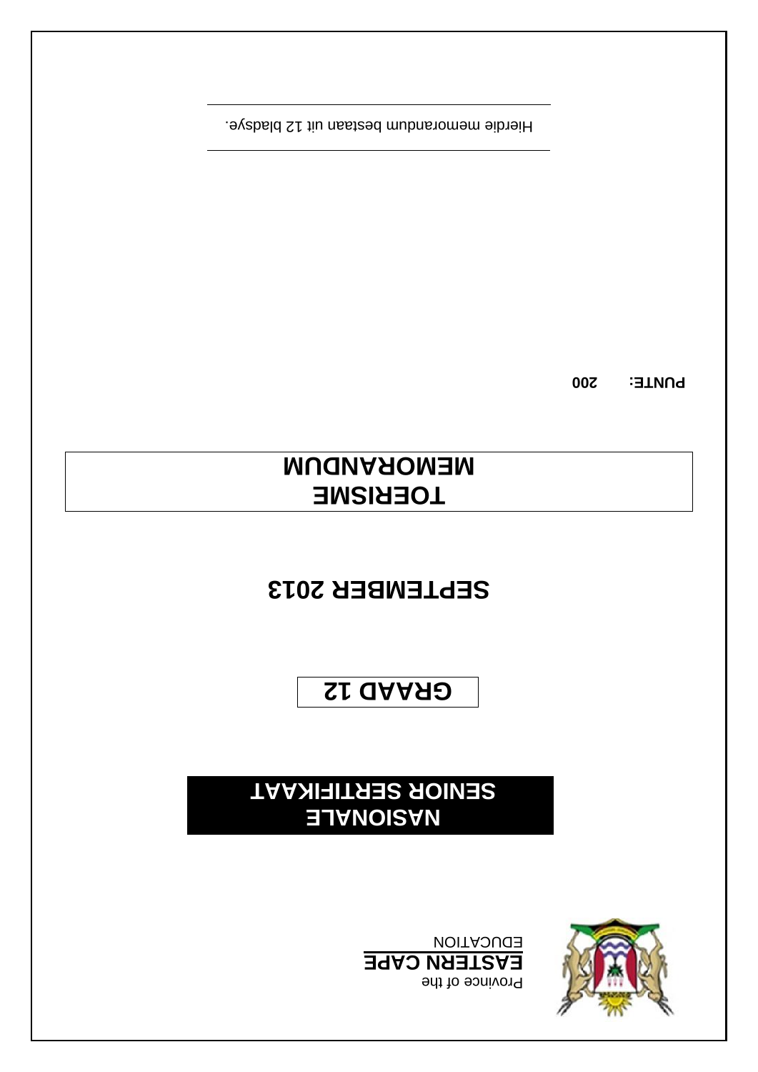Province of the
**EASTERN CAPE**
EDUCATION

# NASIONALE SENIOR SERTIFIKAAT

# GRAAD 12

## SEPTEMBER 2013

# TOERISME MEMORANDUM

**PUNTE: 200**

Hierdie memorandum bestaan uit 12 bladsye.